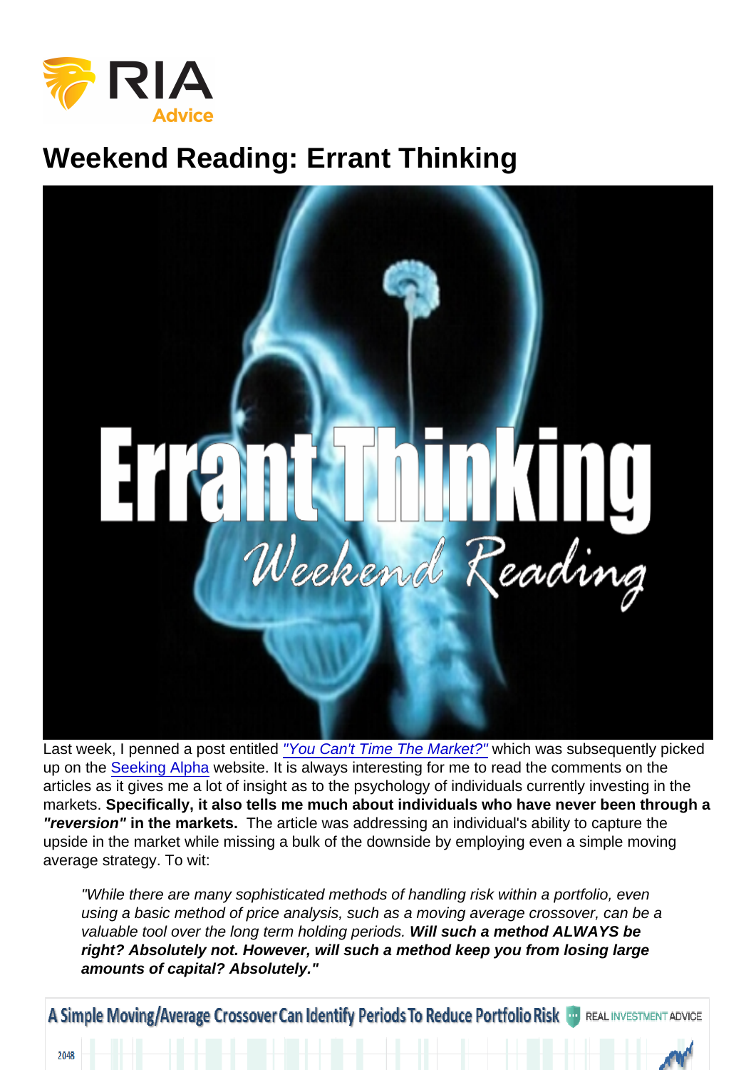# Weekend Reading: Errant Thinking

Last week, I penned a post entitled *"You Can't Time The Market?"* which was subsequently picked up on the Seeking Alpha website. It is always interesting for me to read the comments on the articles as it gives me a lot of insight as to the psychology of individuals currently investing in the markets. **Specifically, it also tells me much about individuals who have never been through a *"reversion"* in the markets.** The article was addressing an individual's ability to capture the upside in the market while missing a bulk of the downside by employing even a simple moving average strategy. To wit:

> *"While there are many sophisticated methods of handling risk within a portfolio, even using a basic method of price analysis, such as a moving average crossover, can be a valuable tool over the long term holding periods.* ***Will such a method ALWAYS be right? Absolutely not. However, will such a method keep you from losing large amounts of capital? Absolutely."***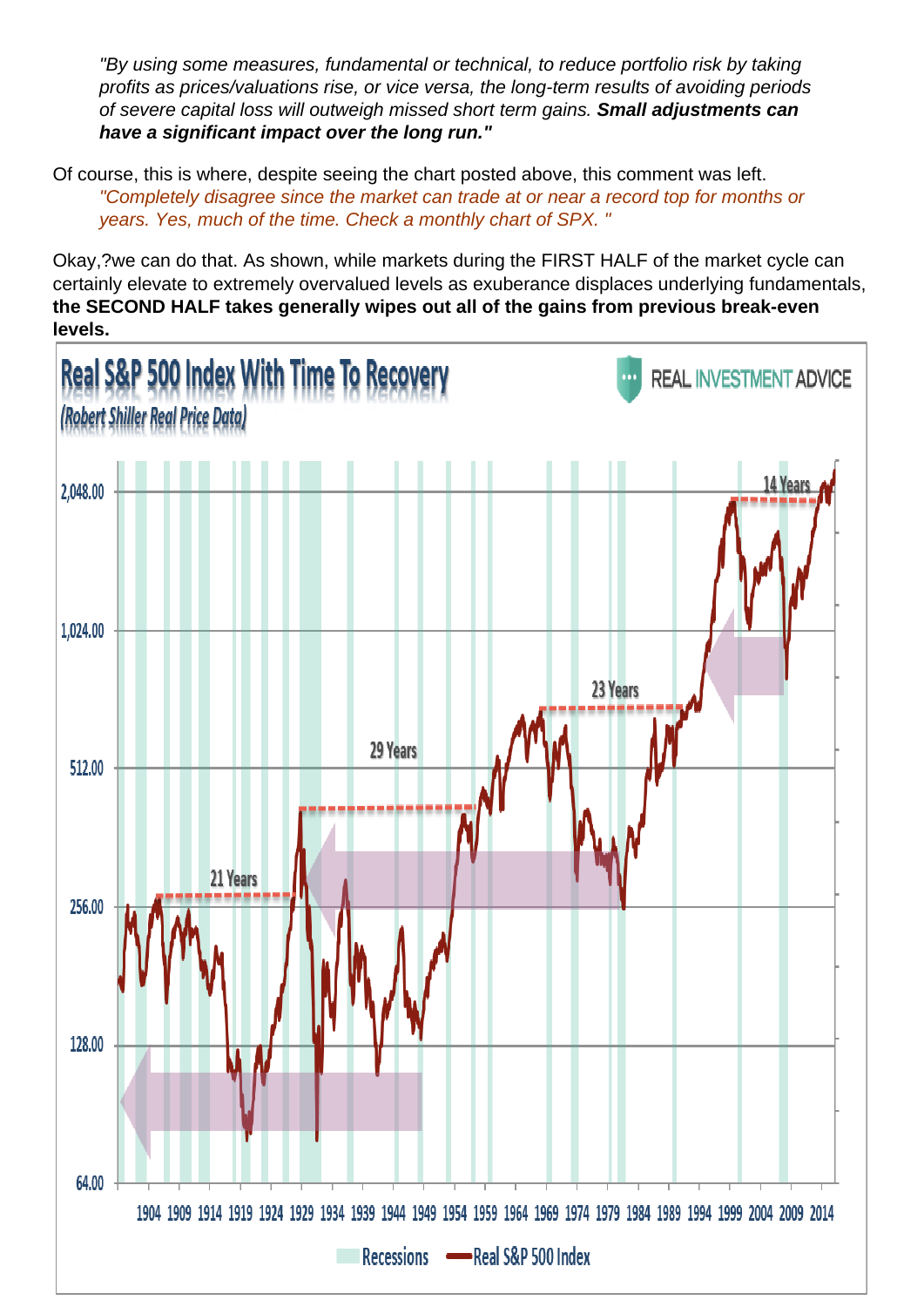> *"By using some measures, fundamental or technical, to reduce portfolio risk by taking profits as prices/valuations rise, or vice versa, the long-term results of avoiding periods of severe capital loss will outweigh missed short term gains.* ***Small adjustments can have a significant impact over the long run."***

Of course, this is where, despite seeing the chart posted above, this comment was left.

> *"Completely disagree since the market can trade at or near a record top for months or years. Yes, much of the time. Check a monthly chart of SPX. "*

Okay,?we can do that. As shown, while markets during the FIRST HALF of the market cycle can certainly elevate to extremely overvalued levels as exuberance displaces underlying fundamentals, **the SECOND HALF takes generally wipes out all of the gains from previous break-even levels.**

Real S&P 500 Index With Time To Recovery

(Robert Shiller Real Price Data)

REAL INVESTMENT ADVICE

21 Years

29 Years

23 Years

14 Years

Recessions — Real S&P 500 Index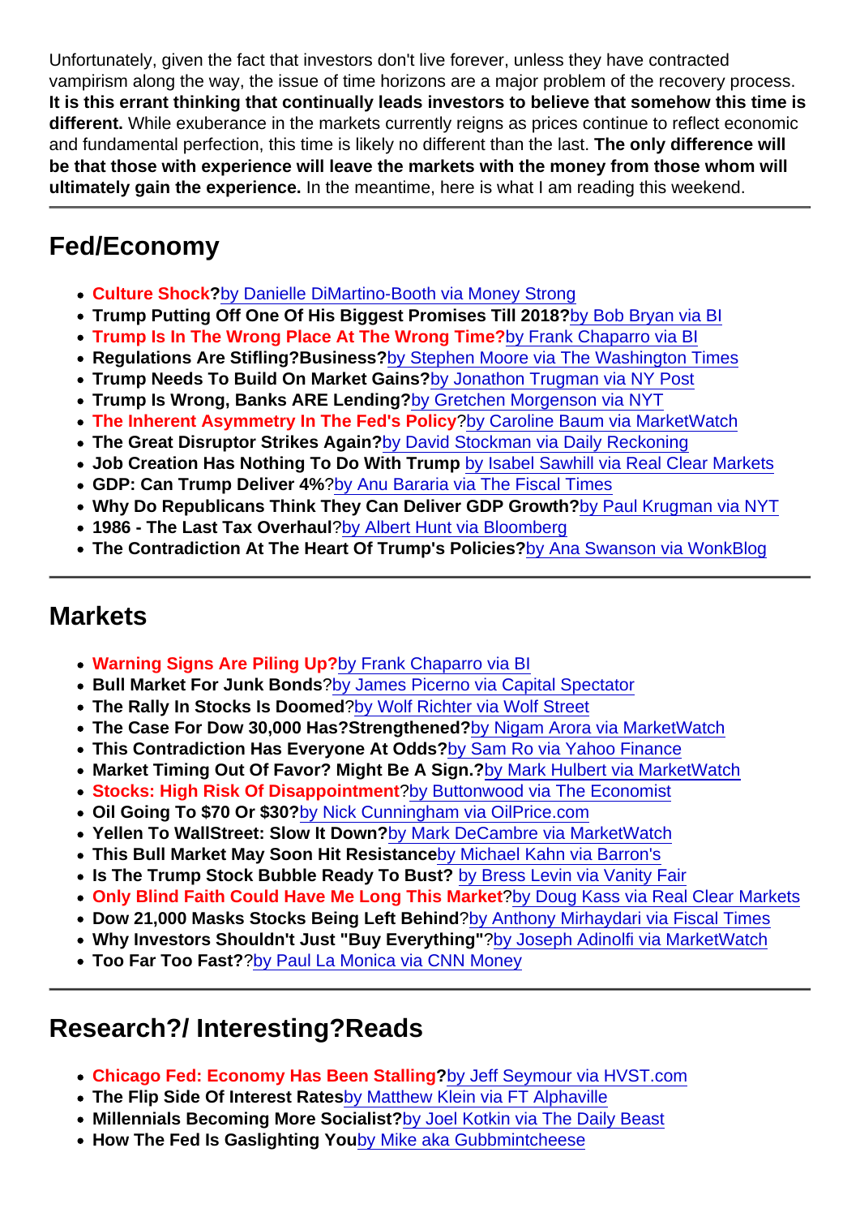Unfortunately, given the fact that investors don't live forever, unless they have contracted vampirism along the way, the issue of time horizons are a major problem of the recovery process. **It is this errant thinking that continually leads investors to believe that somehow this time is different.** While exuberance in the markets currently reigns as prices continue to reflect economic and fundamental perfection, this time is likely no different than the last. **The only difference will be that those with experience will leave the markets with the money from those whom will ultimately gain the experience.** In the meantime, here is what I am reading this weekend.

---

## Fed/Economy

- **Culture Shock?**by Danielle DiMartino-Booth via Money Strong
- **Trump Putting Off One Of His Biggest Promises Till 2018?**by Bob Bryan via BI
- **Trump Is In The Wrong Place At The Wrong Time?**by Frank Chaparro via BI
- **Regulations Are Stifling?Business?**by Stephen Moore via The Washington Times
- **Trump Needs To Build On Market Gains?**by Jonathon Trugman via NY Post
- **Trump Is Wrong, Banks ARE Lending?**by Gretchen Morgenson via NYT
- **The Inherent Asymmetry In The Fed's Policy**?by Caroline Baum via MarketWatch
- **The Great Disruptor Strikes Again?**by David Stockman via Daily Reckoning
- **Job Creation Has Nothing To Do With Trump** by Isabel Sawhill via Real Clear Markets
- **GDP: Can Trump Deliver 4%**?by Anu Bararia via The Fiscal Times
- **Why Do Republicans Think They Can Deliver GDP Growth?**by Paul Krugman via NYT
- **1986 - The Last Tax Overhaul**?by Albert Hunt via Bloomberg
- **The Contradiction At The Heart Of Trump's Policies?**by Ana Swanson via WonkBlog

---

## Markets

- **Warning Signs Are Piling Up?**by Frank Chaparro via BI
- **Bull Market For Junk Bonds**?by James Picerno via Capital Spectator
- **The Rally In Stocks Is Doomed**?by Wolf Richter via Wolf Street
- **The Case For Dow 30,000 Has?Strengthened?**by Nigam Arora via MarketWatch
- **This Contradiction Has Everyone At Odds?**by Sam Ro via Yahoo Finance
- **Market Timing Out Of Favor? Might Be A Sign.?**by Mark Hulbert via MarketWatch
- **Stocks: High Risk Of Disappointment**?by Buttonwood via The Economist
- **Oil Going To $70 Or $30?**by Nick Cunningham via OilPrice.com
- **Yellen To WallStreet: Slow It Down?**by Mark DeCambre via MarketWatch
- **This Bull Market May Soon Hit Resistance**by Michael Kahn via Barron's
- **Is The Trump Stock Bubble Ready To Bust?** by Bress Levin via Vanity Fair
- **Only Blind Faith Could Have Me Long This Market**?by Doug Kass via Real Clear Markets
- **Dow 21,000 Masks Stocks Being Left Behind**?by Anthony Mirhaydari via Fiscal Times
- **Why Investors Shouldn't Just "Buy Everything"**?by Joseph Adinolfi via MarketWatch
- **Too Far Too Fast?**?by Paul La Monica via CNN Money

---

## Research?/ Interesting?Reads

- **Chicago Fed: Economy Has Been Stalling?**by Jeff Seymour via HVST.com
- **The Flip Side Of Interest Rates**by Matthew Klein via FT Alphaville
- **Millennials Becoming More Socialist?**by Joel Kotkin via The Daily Beast
- **How The Fed Is Gaslighting You**by Mike aka Gubbmintcheese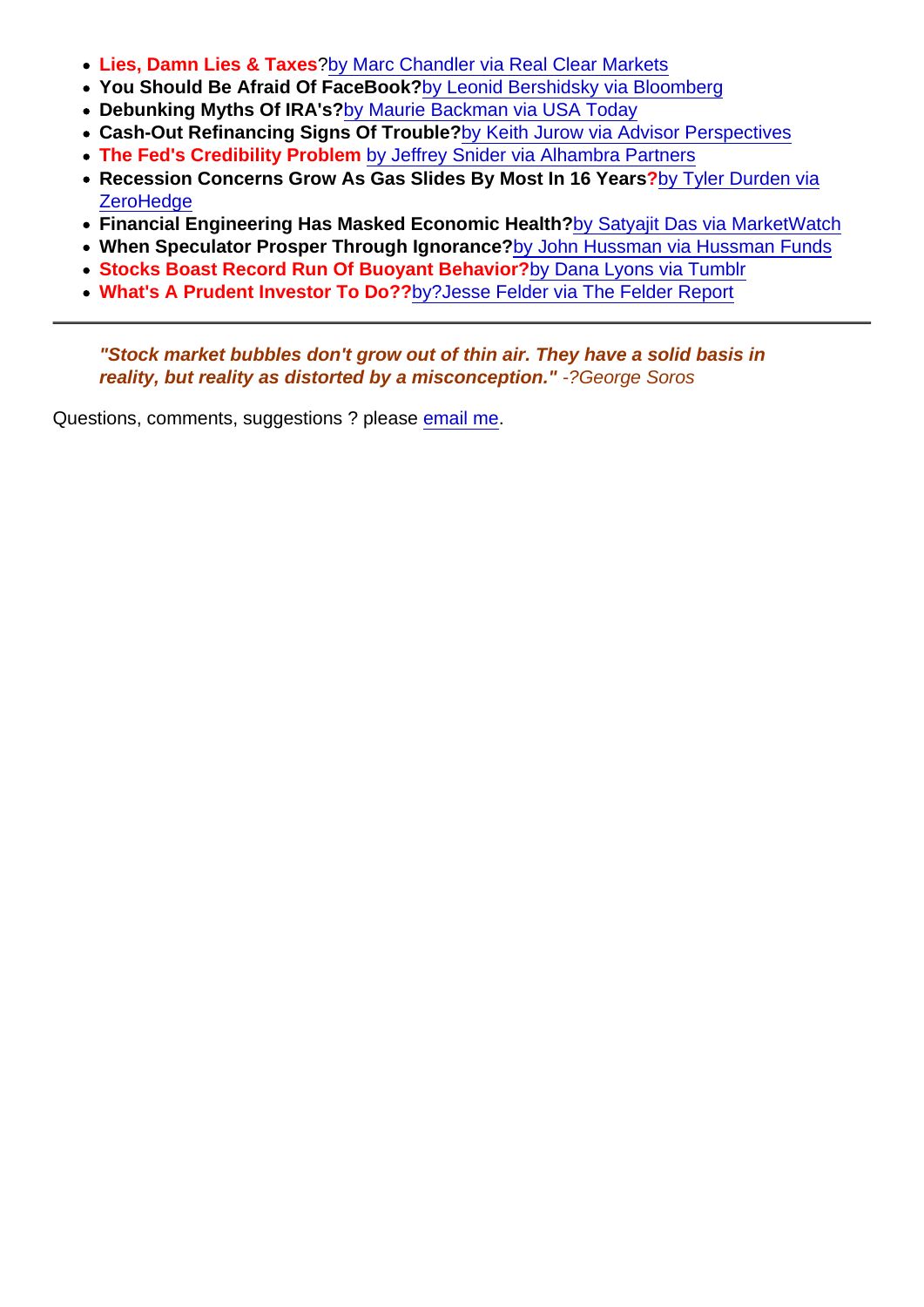- **Lies, Damn Lies & Taxes**?by Marc Chandler via Real Clear Markets
- **You Should Be Afraid Of FaceBook?**by Leonid Bershidsky via Bloomberg
- **Debunking Myths Of IRA's?**by Maurie Backman via USA Today
- **Cash-Out Refinancing Signs Of Trouble?**by Keith Jurow via Advisor Perspectives
- **The Fed's Credibility Problem** by Jeffrey Snider via Alhambra Partners
- **Recession Concerns Grow As Gas Slides By Most In 16 Years?**by Tyler Durden via ZeroHedge
- **Financial Engineering Has Masked Economic Health?**by Satyajit Das via MarketWatch
- **When Speculator Prosper Through Ignorance?**by John Hussman via Hussman Funds
- **Stocks Boast Record Run Of Buoyant Behavior?**by Dana Lyons via Tumblr
- **What's A Prudent Investor To Do??**by?Jesse Felder via The Felder Report

---

> ***"Stock market bubbles don't grow out of thin air. They have a solid basis in reality, but reality as distorted by a misconception."*** *-?George Soros*

Questions, comments, suggestions ? please email me.